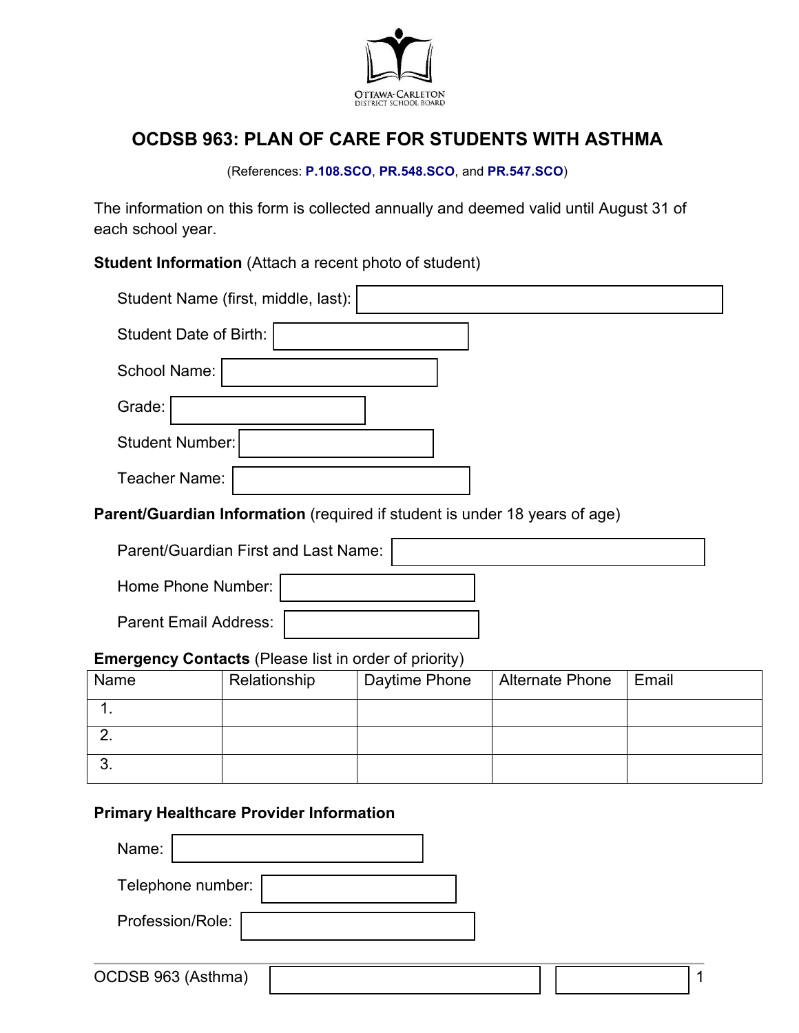Ottawa-Carleton District School Board

# OCDSB 963: PLAN OF CARE FOR STUDENTS WITH ASTHMA

(References: **P.108.SCO**, **PR.548.SCO**, and **PR.547.SCO**)

The information on this form is collected annually and deemed valid until August 31 of each school year.

**Student Information** (Attach a recent photo of student)

Student Name (first, middle, last):

Student Date of Birth:

School Name:

Grade:

Student Number:

Teacher Name:

**Parent/Guardian Information** (required if student is under 18 years of age)

Parent/Guardian First and Last Name:

Home Phone Number:

Parent Email Address:

**Emergency Contacts** (Please list in order of priority)

| Name | Relationship | Daytime Phone | Alternate Phone | Email |
|---|---|---|---|---|
| 1. | | | | |
| 2. | | | | |
| 3. | | | | |

**Primary Healthcare Provider Information**

Name:

Telephone number:

Profession/Role: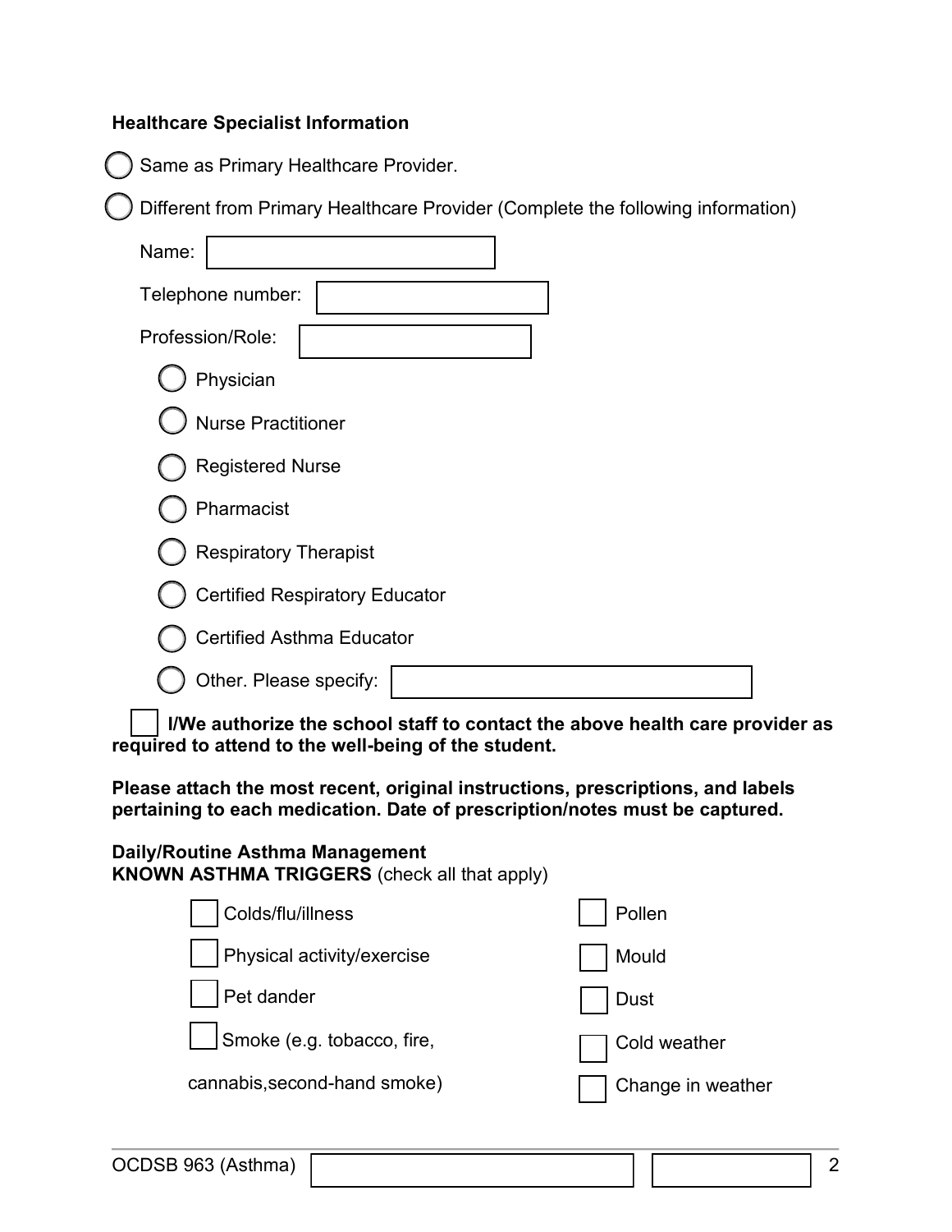**Healthcare Specialist Information**

- ◯ Same as Primary Healthcare Provider.
- ◯ Different from Primary Healthcare Provider (Complete the following information)

Name: ____________________

Telephone number: ____________________

Profession/Role: ____________________

- ◯ Physician
- ◯ Nurse Practitioner
- ◯ Registered Nurse
- ◯ Pharmacist
- ◯ Respiratory Therapist
- ◯ Certified Respiratory Educator
- ◯ Certified Asthma Educator
- ◯ Other. Please specify: ____________________

☐ **I/We authorize the school staff to contact the above health care provider as required to attend to the well-being of the student.**

**Please attach the most recent, original instructions, prescriptions, and labels pertaining to each medication. Date of prescription/notes must be captured.**

**Daily/Routine Asthma Management**

**KNOWN ASTHMA TRIGGERS** (check all that apply)

- ☐ Colds/flu/illness
- ☐ Physical activity/exercise
- ☐ Pet dander
- ☐ Smoke (e.g. tobacco, fire, cannabis,second-hand smoke)
- ☐ Pollen
- ☐ Mould
- ☐ Dust
- ☐ Cold weather
- ☐ Change in weather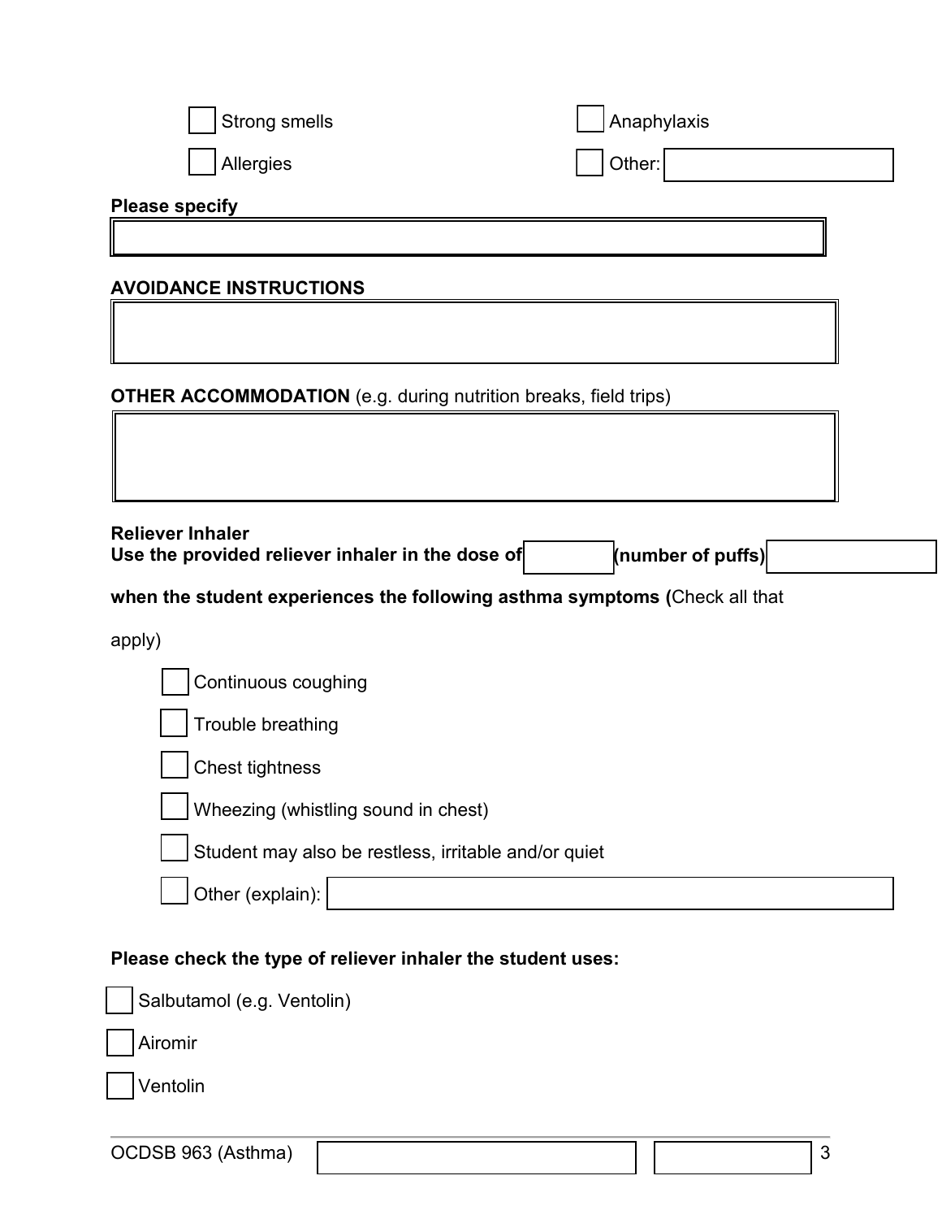- [ ] Strong smells
- [ ] Anaphylaxis
- [ ] Allergies
- [ ] Other: ____________

**Please specify**

____________

**AVOIDANCE INSTRUCTIONS**

____________

**OTHER ACCOMMODATION** (e.g. during nutrition breaks, field trips)

____________

**Reliever Inhaler**
**Use the provided reliever inhaler in the dose of** ________ **(number of puffs)** ____________

**when the student experiences the following asthma symptoms (**Check all that apply)

- [ ] Continuous coughing
- [ ] Trouble breathing
- [ ] Chest tightness
- [ ] Wheezing (whistling sound in chest)
- [ ] Student may also be restless, irritable and/or quiet
- [ ] Other (explain): ____________

**Please check the type of reliever inhaler the student uses:**

- [ ] Salbutamol (e.g. Ventolin)
- [ ] Airomir
- [ ] Ventolin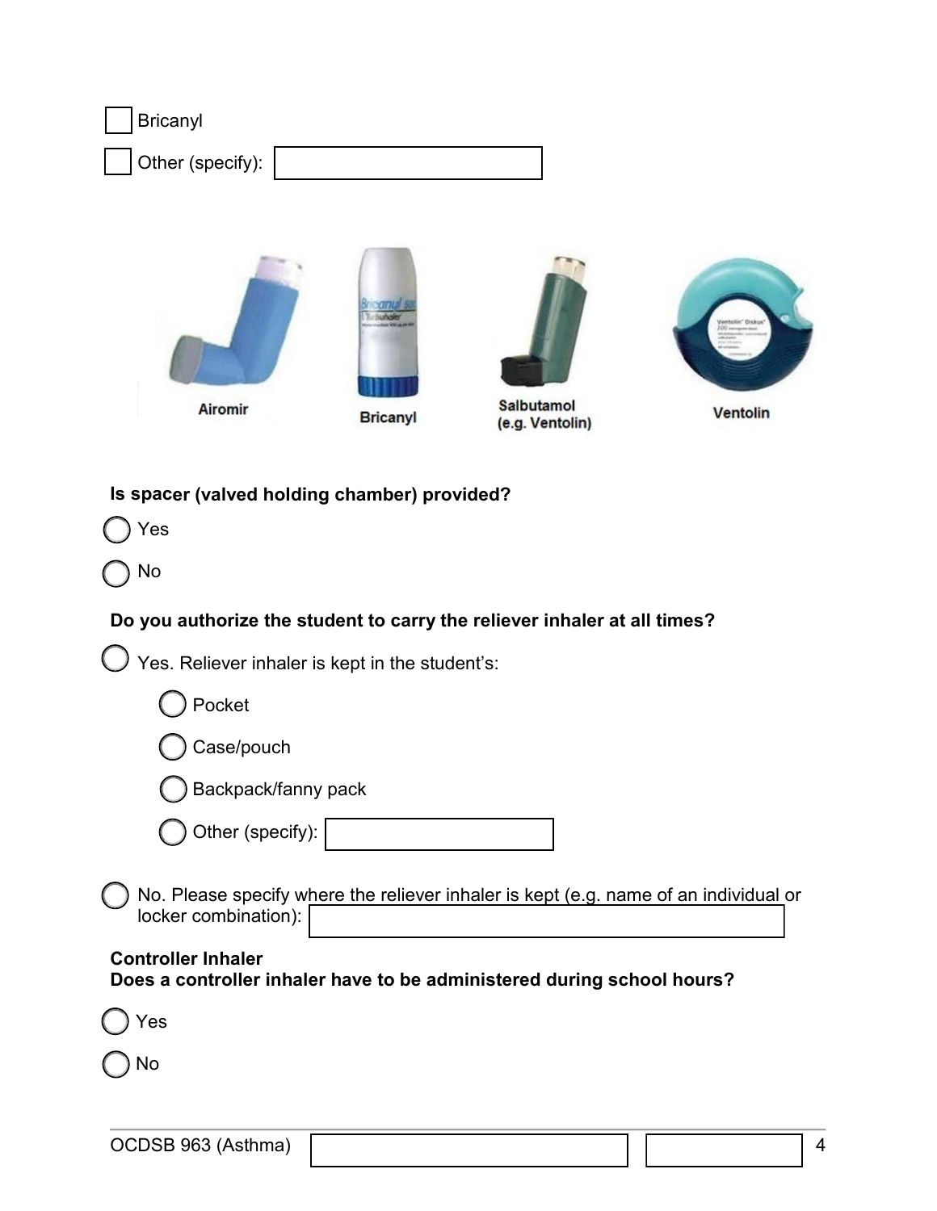☐ Bricanyl

☐ Other (specify): ____________

Airomir    Bricanyl    Salbutamol (e.g. Ventolin)    Ventolin

**Is spacer (valved holding chamber) provided?**

◯ Yes

◯ No

**Do you authorize the student to carry the reliever inhaler at all times?**

◯ Yes. Reliever inhaler is kept in the student's:

- ◯ Pocket
- ◯ Case/pouch
- ◯ Backpack/fanny pack
- ◯ Other (specify): ____________

◯ No. Please specify where the reliever inhaler is kept (e.g. name of an individual or locker combination): ____________

**Controller Inhaler**
**Does a controller inhaler have to be administered during school hours?**

◯ Yes

◯ No

OCDSB 963 (Asthma)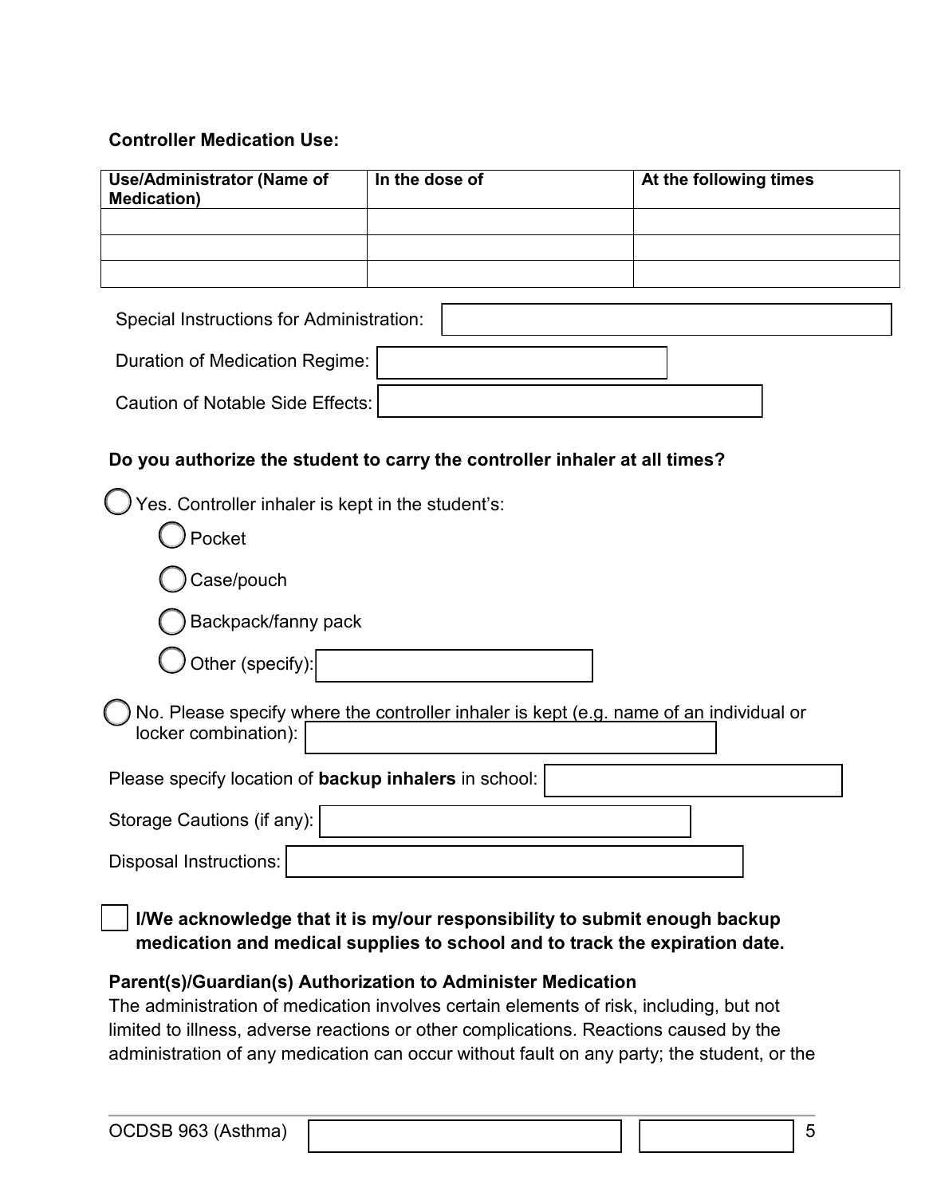**Controller Medication Use:**

| Use/Administrator (Name of Medication) | In the dose of | At the following times |
|---|---|---|
| | | |
| | | |
| | | |

Special Instructions for Administration:

Duration of Medication Regime:

Caution of Notable Side Effects:

**Do you authorize the student to carry the controller inhaler at all times?**

- ◯ Yes. Controller inhaler is kept in the student's:
  - ◯ Pocket
  - ◯ Case/pouch
  - ◯ Backpack/fanny pack
  - ◯ Other (specify):
- ◯ No. Please specify where the controller inhaler is kept (e.g. name of an individual or locker combination):

Please specify location of **backup inhalers** in school:

Storage Cautions (if any):

Disposal Instructions:

☐ **I/We acknowledge that it is my/our responsibility to submit enough backup medication and medical supplies to school and to track the expiration date.**

**Parent(s)/Guardian(s) Authorization to Administer Medication**

The administration of medication involves certain elements of risk, including, but not limited to illness, adverse reactions or other complications. Reactions caused by the administration of any medication can occur without fault on any party; the student, or the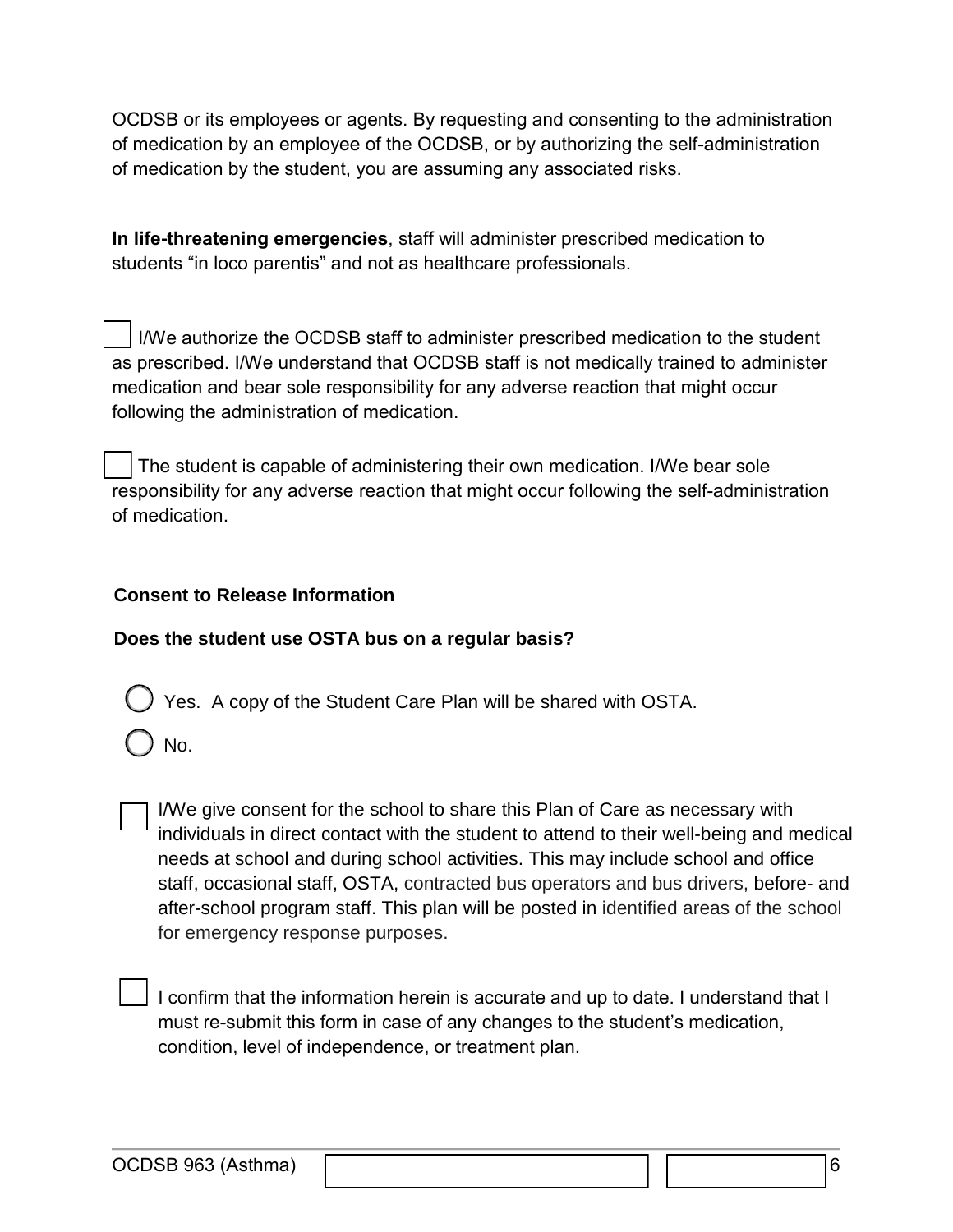OCDSB or its employees or agents. By requesting and consenting to the administration of medication by an employee of the OCDSB, or by authorizing the self-administration of medication by the student, you are assuming any associated risks.

**In life-threatening emergencies**, staff will administer prescribed medication to students "in loco parentis" and not as healthcare professionals.

☐ I/We authorize the OCDSB staff to administer prescribed medication to the student as prescribed. I/We understand that OCDSB staff is not medically trained to administer medication and bear sole responsibility for any adverse reaction that might occur following the administration of medication.

☐ The student is capable of administering their own medication. I/We bear sole responsibility for any adverse reaction that might occur following the self-administration of medication.

**Consent to Release Information**

**Does the student use OSTA bus on a regular basis?**

◯ Yes. A copy of the Student Care Plan will be shared with OSTA.

◯ No.

☐ I/We give consent for the school to share this Plan of Care as necessary with individuals in direct contact with the student to attend to their well-being and medical needs at school and during school activities. This may include school and office staff, occasional staff, OSTA, contracted bus operators and bus drivers, before- and after-school program staff. This plan will be posted in identified areas of the school for emergency response purposes.

☐ I confirm that the information herein is accurate and up to date. I understand that I must re-submit this form in case of any changes to the student's medication, condition, level of independence, or treatment plan.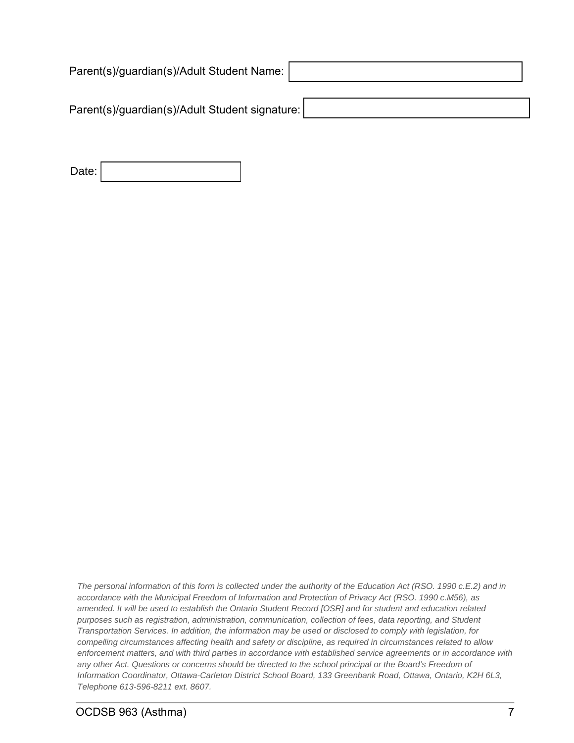Parent(s)/guardian(s)/Adult Student Name:

Parent(s)/guardian(s)/Adult Student signature:

Date:

*The personal information of this form is collected under the authority of the Education Act (RSO. 1990 c.E.2) and in accordance with the Municipal Freedom of Information and Protection of Privacy Act (RSO. 1990 c.M56), as amended. It will be used to establish the Ontario Student Record [OSR] and for student and education related purposes such as registration, administration, communication, collection of fees, data reporting, and Student Transportation Services. In addition, the information may be used or disclosed to comply with legislation, for compelling circumstances affecting health and safety or discipline, as required in circumstances related to allow enforcement matters, and with third parties in accordance with established service agreements or in accordance with any other Act. Questions or concerns should be directed to the school principal or the Board's Freedom of Information Coordinator, Ottawa-Carleton District School Board, 133 Greenbank Road, Ottawa, Ontario, K2H 6L3, Telephone 613-596-8211 ext. 8607.*